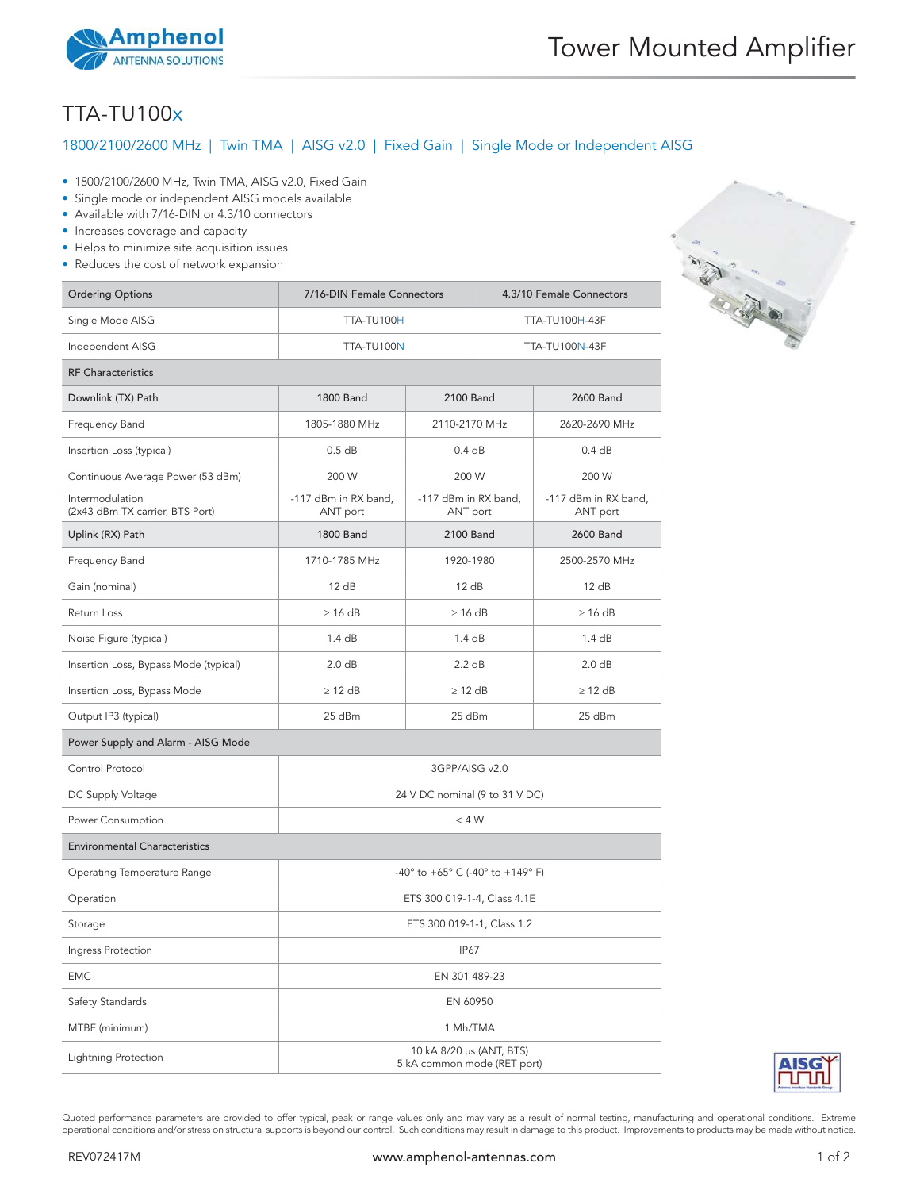# TTA-TU100x

## 1800/2100/2600 MHz | Twin TMA | AISG v2.0 | Fixed Gain | Single Mode or Independent AISG

- 1800/2100/2600 MHz, Twin TMA, AISG v2.0, Fixed Gain
- Single mode or independent AISG models available
- Available with 7/16-DIN or 4.3/10 connectors
- Increases coverage and capacity
- Helps to minimize site acquisition issues
- Reduces the cost of network expansion

| Ordering Options | 7/16-DIN Female Connectors | 4.3/10 Female Connectors |
|---|---|---|
| Single Mode AISG | TTA-TU100H | TTA-TU100H-43F |
| Independent AISG | TTA-TU100N | TTA-TU100N-43F |

| RF Characteristics | | | |
|---|---|---|---|
| **Downlink (TX) Path** | **1800 Band** | **2100 Band** | **2600 Band** |
| Frequency Band | 1805-1880 MHz | 2110-2170 MHz | 2620-2690 MHz |
| Insertion Loss (typical) | 0.5 dB | 0.4 dB | 0.4 dB |
| Continuous Average Power (53 dBm) | 200 W | 200 W | 200 W |
| Intermodulation (2x43 dBm TX carrier, BTS Port) | -117 dBm in RX band, ANT port | -117 dBm in RX band, ANT port | -117 dBm in RX band, ANT port |
| **Uplink (RX) Path** | **1800 Band** | **2100 Band** | **2600 Band** |
| Frequency Band | 1710-1785 MHz | 1920-1980 | 2500-2570 MHz |
| Gain (nominal) | 12 dB | 12 dB | 12 dB |
| Return Loss | ≥ 16 dB | ≥ 16 dB | ≥ 16 dB |
| Noise Figure (typical) | 1.4 dB | 1.4 dB | 1.4 dB |
| Insertion Loss, Bypass Mode (typical) | 2.0 dB | 2.2 dB | 2.0 dB |
| Insertion Loss, Bypass Mode | ≥ 12 dB | ≥ 12 dB | ≥ 12 dB |
| Output IP3 (typical) | 25 dBm | 25 dBm | 25 dBm |

| Power Supply and Alarm - AISG Mode | |
|---|---|
| Control Protocol | 3GPP/AISG v2.0 |
| DC Supply Voltage | 24 V DC nominal (9 to 31 V DC) |
| Power Consumption | < 4 W |

| Environmental Characteristics | |
|---|---|
| Operating Temperature Range | -40° to +65° C (-40° to +149° F) |
| Operation | ETS 300 019-1-4, Class 4.1E |
| Storage | ETS 300 019-1-1, Class 1.2 |
| Ingress Protection | IP67 |
| EMC | EN 301 489-23 |
| Safety Standards | EN 60950 |
| MTBF (minimum) | 1 Mh/TMA |
| Lightning Protection | 10 kA 8/20 μs (ANT, BTS)<br>5 kA common mode (RET port) |

Quoted performance parameters are provided to offer typical, peak or range values only and may vary as a result of normal testing, manufacturing and operational conditions. Extreme operational conditions and/or stress on structural supports is beyond our control. Such conditions may result in damage to this product. Improvements to products may be made without notice.

REV072417M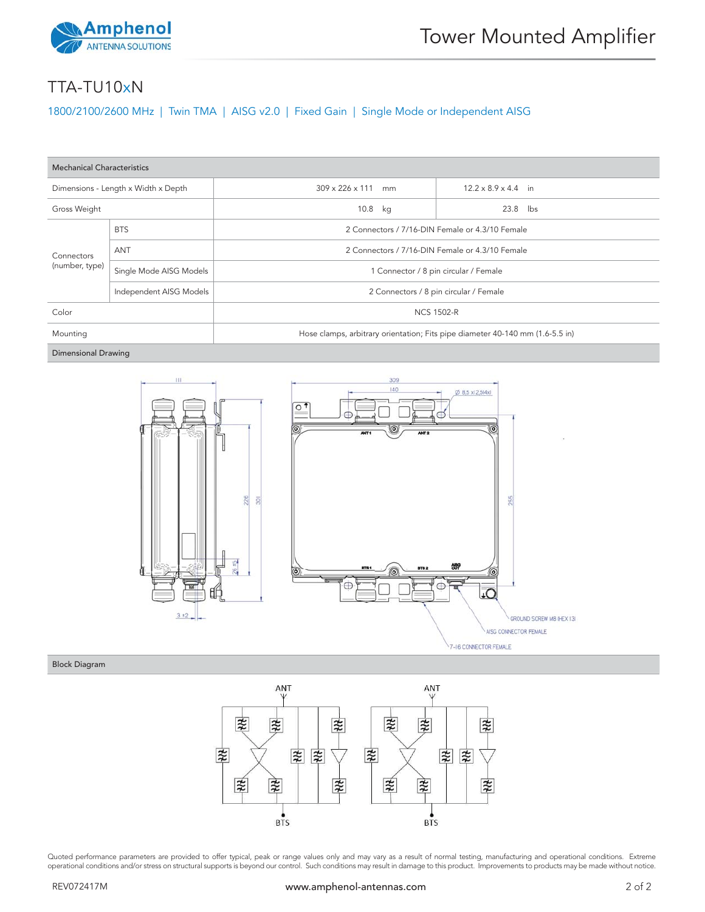# TTA-TU10xN

1800/2100/2600 MHz | Twin TMA | AISG v2.0 | Fixed Gain | Single Mode or Independent AISG

| Mechanical Characteristics | | | |
|---|---|---|---|
| Dimensions - Length x Width x Depth | | 309 x 226 x 111 mm | 12.2 x 8.9 x 4.4 in |
| Gross Weight | | 10.8 kg | 23.8 lbs |
| Connectors (number, type) | BTS | 2 Connectors / 7/16-DIN Female or 4.3/10 Female | |
| | ANT | 2 Connectors / 7/16-DIN Female or 4.3/10 Female | |
| | Single Mode AISG Models | 1 Connector / 8 pin circular / Female | |
| | Independent AISG Models | 2 Connectors / 8 pin circular / Female | |
| Color | | NCS 1502-R | |
| Mounting | | Hose clamps, arbitrary orientation; Fits pipe diameter 40-140 mm (1.6-5.5 in) | |

## Dimensional Drawing

111

226

301

26.5

3 ±2

309

140

Ø 8,5 x(2,5)(4x)

ANT 1

ANT 2

255

BTS 1

BTS 2

AISG OUT

GROUND SCREW M8 (HEX 13)

AISG CONNECTOR FEMALE

7-16 CONNECTOR FEMALE

## Block Diagram

ANT

BTS

ANT

BTS

Quoted performance parameters are provided to offer typical, peak or range values only and may vary as a result of normal testing, manufacturing and operational conditions. Extreme operational conditions and/or stress on structural supports is beyond our control. Such conditions may result in damage to this product. Improvements to products may be made without notice.

REV072417M

www.amphenol-antennas.com